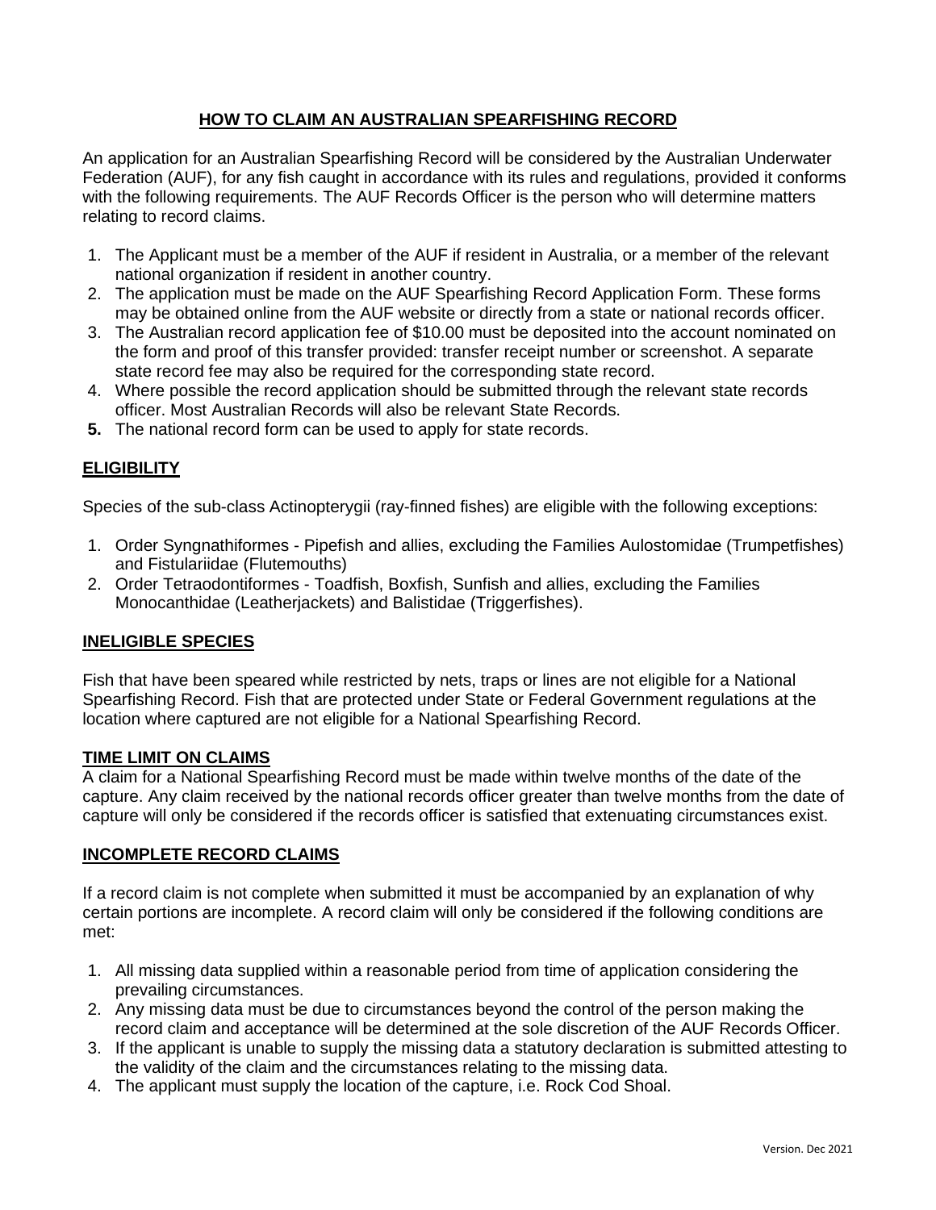# HOW TO CLAIM AN AUSTRALIAN SPEARFISHING RECORD

An application for an Australian Spearfishing Record will be considered by the Australian Underwater Federation (AUF), for any fish caught in accordance with its rules and regulations, provided it conforms with the following requirements. The AUF Records Officer is the person who will determine matters relating to record claims.

1. The Applicant must be a member of the AUF if resident in Australia, or a member of the relevant national organization if resident in another country.
2. The application must be made on the AUF Spearfishing Record Application Form. These forms may be obtained online from the AUF website or directly from a state or national records officer.
3. The Australian record application fee of $10.00 must be deposited into the account nominated on the form and proof of this transfer provided: transfer receipt number or screenshot. A separate state record fee may also be required for the corresponding state record.
4. Where possible the record application should be submitted through the relevant state records officer. Most Australian Records will also be relevant State Records.
5. The national record form can be used to apply for state records.

## ELIGIBILITY

Species of the sub-class Actinopterygii (ray-finned fishes) are eligible with the following exceptions:

1. Order Syngnathiformes - Pipefish and allies, excluding the Families Aulostomidae (Trumpetfishes) and Fistulariidae (Flutemouths)
2. Order Tetraodontiformes - Toadfish, Boxfish, Sunfish and allies, excluding the Families Monocanthidae (Leatherjackets) and Balistidae (Triggerfishes).

## INELIGIBLE SPECIES

Fish that have been speared while restricted by nets, traps or lines are not eligible for a National Spearfishing Record. Fish that are protected under State or Federal Government regulations at the location where captured are not eligible for a National Spearfishing Record.

## TIME LIMIT ON CLAIMS

A claim for a National Spearfishing Record must be made within twelve months of the date of the capture. Any claim received by the national records officer greater than twelve months from the date of capture will only be considered if the records officer is satisfied that extenuating circumstances exist.

## INCOMPLETE RECORD CLAIMS

If a record claim is not complete when submitted it must be accompanied by an explanation of why certain portions are incomplete. A record claim will only be considered if the following conditions are met:

1. All missing data supplied within a reasonable period from time of application considering the prevailing circumstances.
2. Any missing data must be due to circumstances beyond the control of the person making the record claim and acceptance will be determined at the sole discretion of the AUF Records Officer.
3. If the applicant is unable to supply the missing data a statutory declaration is submitted attesting to the validity of the claim and the circumstances relating to the missing data.
4. The applicant must supply the location of the capture, i.e. Rock Cod Shoal.

Version. Dec 2021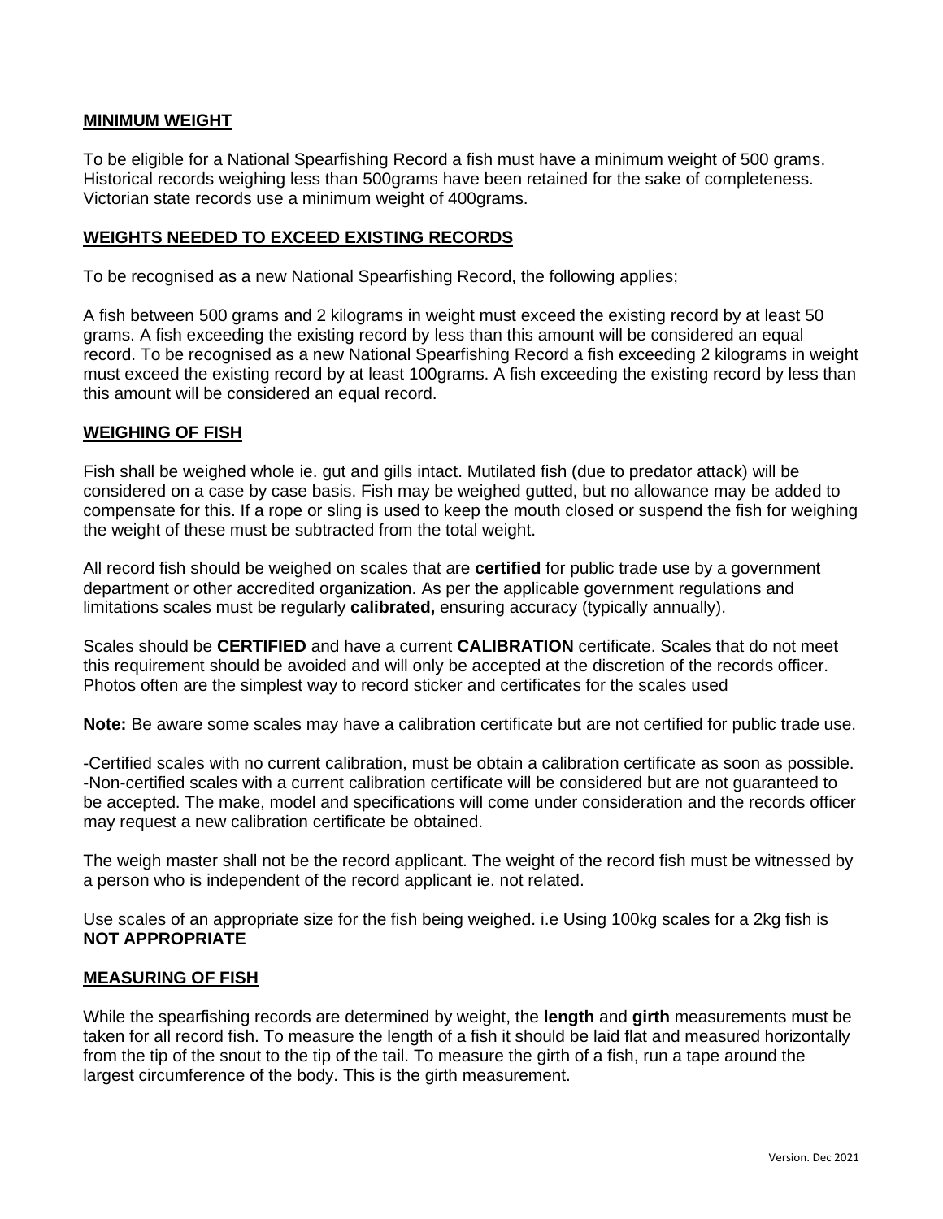## MINIMUM WEIGHT

To be eligible for a National Spearfishing Record a fish must have a minimum weight of 500 grams. Historical records weighing less than 500grams have been retained for the sake of completeness. Victorian state records use a minimum weight of 400grams.

## WEIGHTS NEEDED TO EXCEED EXISTING RECORDS

To be recognised as a new National Spearfishing Record, the following applies;

A fish between 500 grams and 2 kilograms in weight must exceed the existing record by at least 50 grams. A fish exceeding the existing record by less than this amount will be considered an equal record. To be recognised as a new National Spearfishing Record a fish exceeding 2 kilograms in weight must exceed the existing record by at least 100grams. A fish exceeding the existing record by less than this amount will be considered an equal record.

## WEIGHING OF FISH

Fish shall be weighed whole ie. gut and gills intact. Mutilated fish (due to predator attack) will be considered on a case by case basis. Fish may be weighed gutted, but no allowance may be added to compensate for this. If a rope or sling is used to keep the mouth closed or suspend the fish for weighing the weight of these must be subtracted from the total weight.

All record fish should be weighed on scales that are **certified** for public trade use by a government department or other accredited organization. As per the applicable government regulations and limitations scales must be regularly **calibrated,** ensuring accuracy (typically annually).

Scales should be **CERTIFIED** and have a current **CALIBRATION** certificate. Scales that do not meet this requirement should be avoided and will only be accepted at the discretion of the records officer. Photos often are the simplest way to record sticker and certificates for the scales used

**Note:** Be aware some scales may have a calibration certificate but are not certified for public trade use.

-Certified scales with no current calibration, must be obtain a calibration certificate as soon as possible.
-Non-certified scales with a current calibration certificate will be considered but are not guaranteed to be accepted. The make, model and specifications will come under consideration and the records officer may request a new calibration certificate be obtained.

The weigh master shall not be the record applicant. The weight of the record fish must be witnessed by a person who is independent of the record applicant ie. not related.

Use scales of an appropriate size for the fish being weighed. i.e Using 100kg scales for a 2kg fish is **NOT APPROPRIATE**

## MEASURING OF FISH

While the spearfishing records are determined by weight, the **length** and **girth** measurements must be taken for all record fish. To measure the length of a fish it should be laid flat and measured horizontally from the tip of the snout to the tip of the tail. To measure the girth of a fish, run a tape around the largest circumference of the body. This is the girth measurement.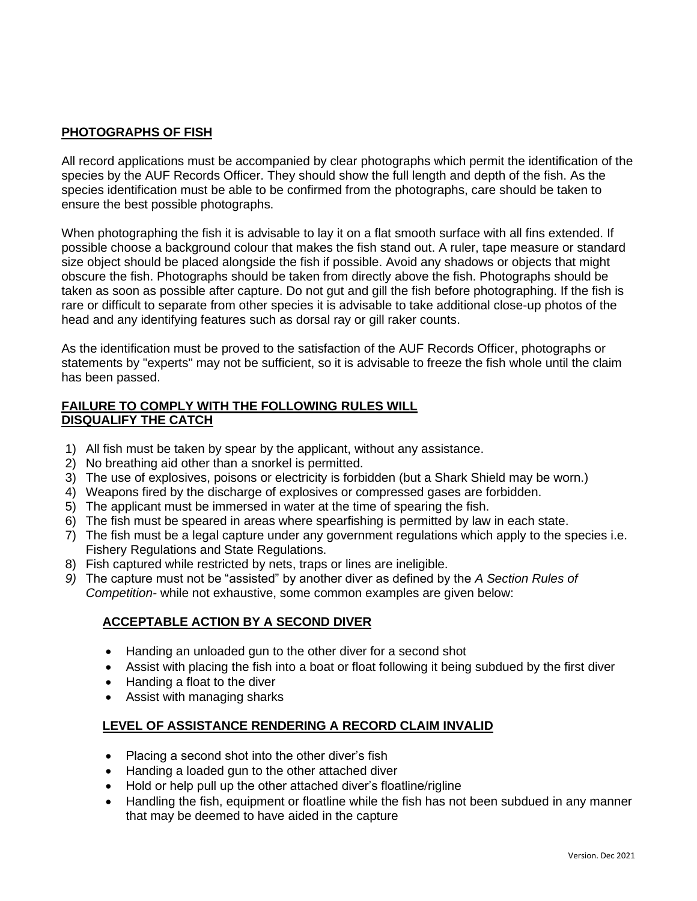**PHOTOGRAPHS OF FISH**

All record applications must be accompanied by clear photographs which permit the identification of the species by the AUF Records Officer. They should show the full length and depth of the fish. As the species identification must be able to be confirmed from the photographs, care should be taken to ensure the best possible photographs.

When photographing the fish it is advisable to lay it on a flat smooth surface with all fins extended. If possible choose a background colour that makes the fish stand out. A ruler, tape measure or standard size object should be placed alongside the fish if possible. Avoid any shadows or objects that might obscure the fish. Photographs should be taken from directly above the fish. Photographs should be taken as soon as possible after capture. Do not gut and gill the fish before photographing. If the fish is rare or difficult to separate from other species it is advisable to take additional close-up photos of the head and any identifying features such as dorsal ray or gill raker counts.

As the identification must be proved to the satisfaction of the AUF Records Officer, photographs or statements by "experts" may not be sufficient, so it is advisable to freeze the fish whole until the claim has been passed.

**FAILURE TO COMPLY WITH THE FOLLOWING RULES WILL DISQUALIFY THE CATCH**

1) All fish must be taken by spear by the applicant, without any assistance.
2) No breathing aid other than a snorkel is permitted.
3) The use of explosives, poisons or electricity is forbidden (but a Shark Shield may be worn.)
4) Weapons fired by the discharge of explosives or compressed gases are forbidden.
5) The applicant must be immersed in water at the time of spearing the fish.
6) The fish must be speared in areas where spearfishing is permitted by law in each state.
7) The fish must be a legal capture under any government regulations which apply to the species i.e. Fishery Regulations and State Regulations.
8) Fish captured while restricted by nets, traps or lines are ineligible.
9) The capture must not be "assisted" by another diver as defined by the *A Section Rules of Competition*- while not exhaustive, some common examples are given below:

**ACCEPTABLE ACTION BY A SECOND DIVER**

- Handing an unloaded gun to the other diver for a second shot
- Assist with placing the fish into a boat or float following it being subdued by the first diver
- Handing a float to the diver
- Assist with managing sharks

**LEVEL OF ASSISTANCE RENDERING A RECORD CLAIM INVALID**

- Placing a second shot into the other diver's fish
- Handing a loaded gun to the other attached diver
- Hold or help pull up the other attached diver's floatline/rigline
- Handling the fish, equipment or floatline while the fish has not been subdued in any manner that may be deemed to have aided in the capture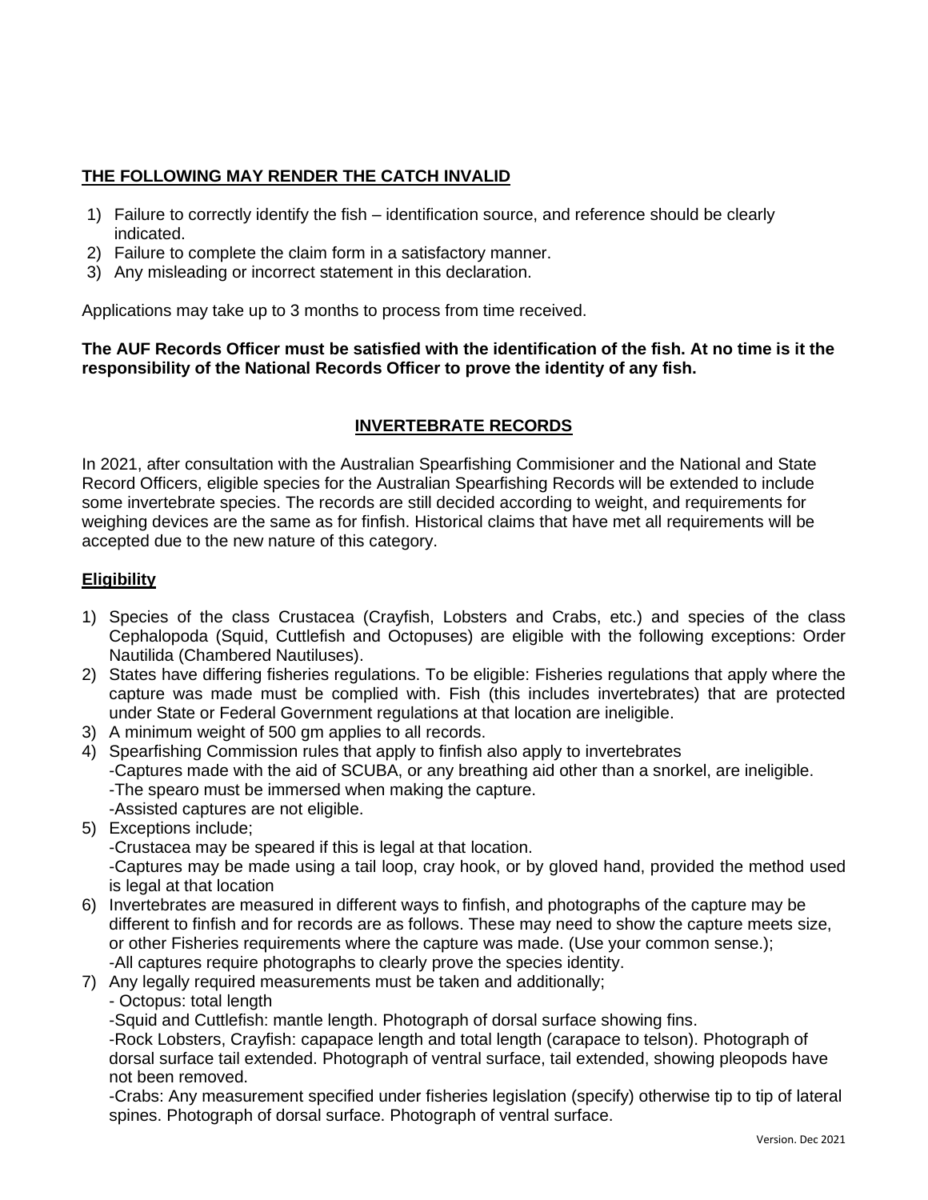## THE FOLLOWING MAY RENDER THE CATCH INVALID

1) Failure to correctly identify the fish – identification source, and reference should be clearly indicated.
2) Failure to complete the claim form in a satisfactory manner.
3) Any misleading or incorrect statement in this declaration.

Applications may take up to 3 months to process from time received.

**The AUF Records Officer must be satisfied with the identification of the fish. At no time is it the responsibility of the National Records Officer to prove the identity of any fish.**

## INVERTEBRATE RECORDS

In 2021, after consultation with the Australian Spearfishing Commisioner and the National and State Record Officers, eligible species for the Australian Spearfishing Records will be extended to include some invertebrate species. The records are still decided according to weight, and requirements for weighing devices are the same as for finfish. Historical claims that have met all requirements will be accepted due to the new nature of this category.

### Eligibility

1) Species of the class Crustacea (Crayfish, Lobsters and Crabs, etc.) and species of the class Cephalopoda (Squid, Cuttlefish and Octopuses) are eligible with the following exceptions: Order Nautilida (Chambered Nautiluses).
2) States have differing fisheries regulations. To be eligible: Fisheries regulations that apply where the capture was made must be complied with. Fish (this includes invertebrates) that are protected under State or Federal Government regulations at that location are ineligible.
3) A minimum weight of 500 gm applies to all records.
4) Spearfishing Commission rules that apply to finfish also apply to invertebrates
   -Captures made with the aid of SCUBA, or any breathing aid other than a snorkel, are ineligible.
   -The spearo must be immersed when making the capture.
   -Assisted captures are not eligible.
5) Exceptions include;
   -Crustacea may be speared if this is legal at that location.
   -Captures may be made using a tail loop, cray hook, or by gloved hand, provided the method used is legal at that location
6) Invertebrates are measured in different ways to finfish, and photographs of the capture may be different to finfish and for records are as follows. These may need to show the capture meets size, or other Fisheries requirements where the capture was made. (Use your common sense.);
   -All captures require photographs to clearly prove the species identity.
7) Any legally required measurements must be taken and additionally;
   - Octopus: total length
   -Squid and Cuttlefish: mantle length. Photograph of dorsal surface showing fins.
   -Rock Lobsters, Crayfish: capapace length and total length (carapace to telson). Photograph of dorsal surface tail extended. Photograph of ventral surface, tail extended, showing pleopods have not been removed.
   -Crabs: Any measurement specified under fisheries legislation (specify) otherwise tip to tip of lateral spines. Photograph of dorsal surface. Photograph of ventral surface.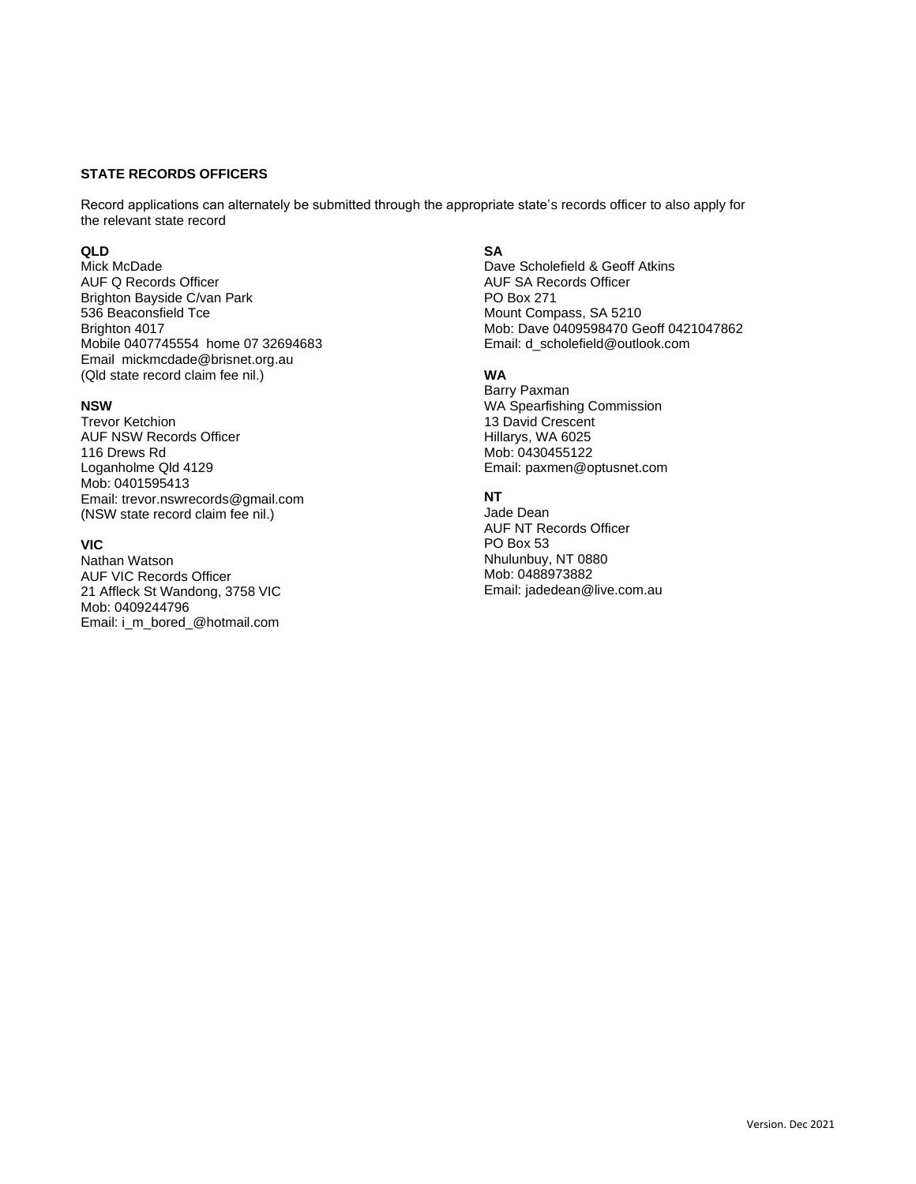**STATE RECORDS OFFICERS**

Record applications can alternately be submitted through the appropriate state's records officer to also apply for the relevant state record

**QLD**
Mick McDade
AUF Q Records Officer
Brighton Bayside C/van Park
536 Beaconsfield Tce
Brighton 4017
Mobile 0407745554  home 07 32694683
Email  mickmcdade@brisnet.org.au
(Qld state record claim fee nil.)

**NSW**
Trevor Ketchion
AUF NSW Records Officer
116 Drews Rd
Loganholme Qld 4129
Mob: 0401595413
Email: trevor.nswrecords@gmail.com
(NSW state record claim fee nil.)

**VIC**
Nathan Watson
AUF VIC Records Officer
21 Affleck St Wandong, 3758 VIC
Mob: 0409244796
Email: i_m_bored_@hotmail.com

**SA**
Dave Scholefield & Geoff Atkins
AUF SA Records Officer
PO Box 271
Mount Compass, SA 5210
Mob: Dave 0409598470 Geoff 0421047862
Email: d_scholefield@outlook.com

**WA**
Barry Paxman
WA Spearfishing Commission
13 David Crescent
Hillarys, WA 6025
Mob: 0430455122
Email: paxmen@optusnet.com

**NT**
Jade Dean
AUF NT Records Officer
PO Box 53
Nhulunbuy, NT 0880
Mob: 0488973882
Email: jadedean@live.com.au

Version. Dec 2021